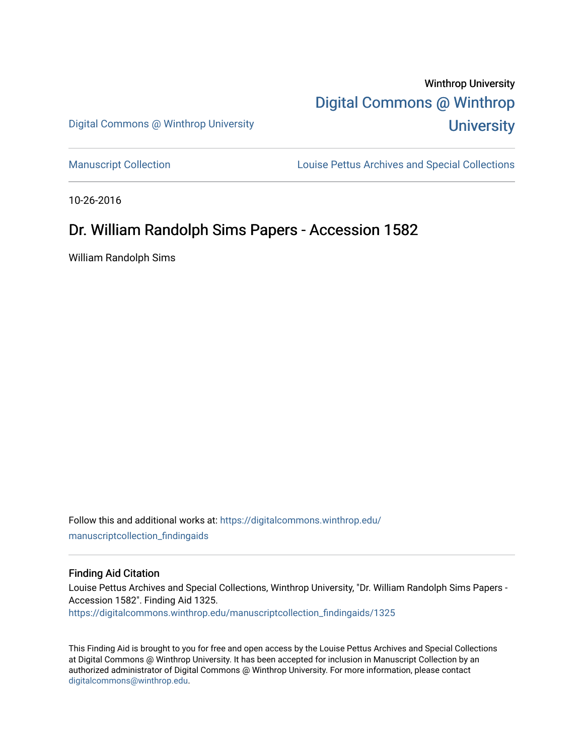Winthrop University

[Digital Commons @ Winthrop University](https://digitalcommons.winthrop.edu)

Digital Commons @ Winthrop University

Manuscript Collection

Louise Pettus Archives and Special Collections

10-26-2016

# Dr. William Randolph Sims Papers - Accession 1582

William Randolph Sims

Follow this and additional works at: https://digitalcommons.winthrop.edu/manuscriptcollection_findingaids

### Finding Aid Citation

Louise Pettus Archives and Special Collections, Winthrop University, "Dr. William Randolph Sims Papers - Accession 1582". Finding Aid 1325.
https://digitalcommons.winthrop.edu/manuscriptcollection_findingaids/1325

This Finding Aid is brought to you for free and open access by the Louise Pettus Archives and Special Collections at Digital Commons @ Winthrop University. It has been accepted for inclusion in Manuscript Collection by an authorized administrator of Digital Commons @ Winthrop University. For more information, please contact digitalcommons@winthrop.edu.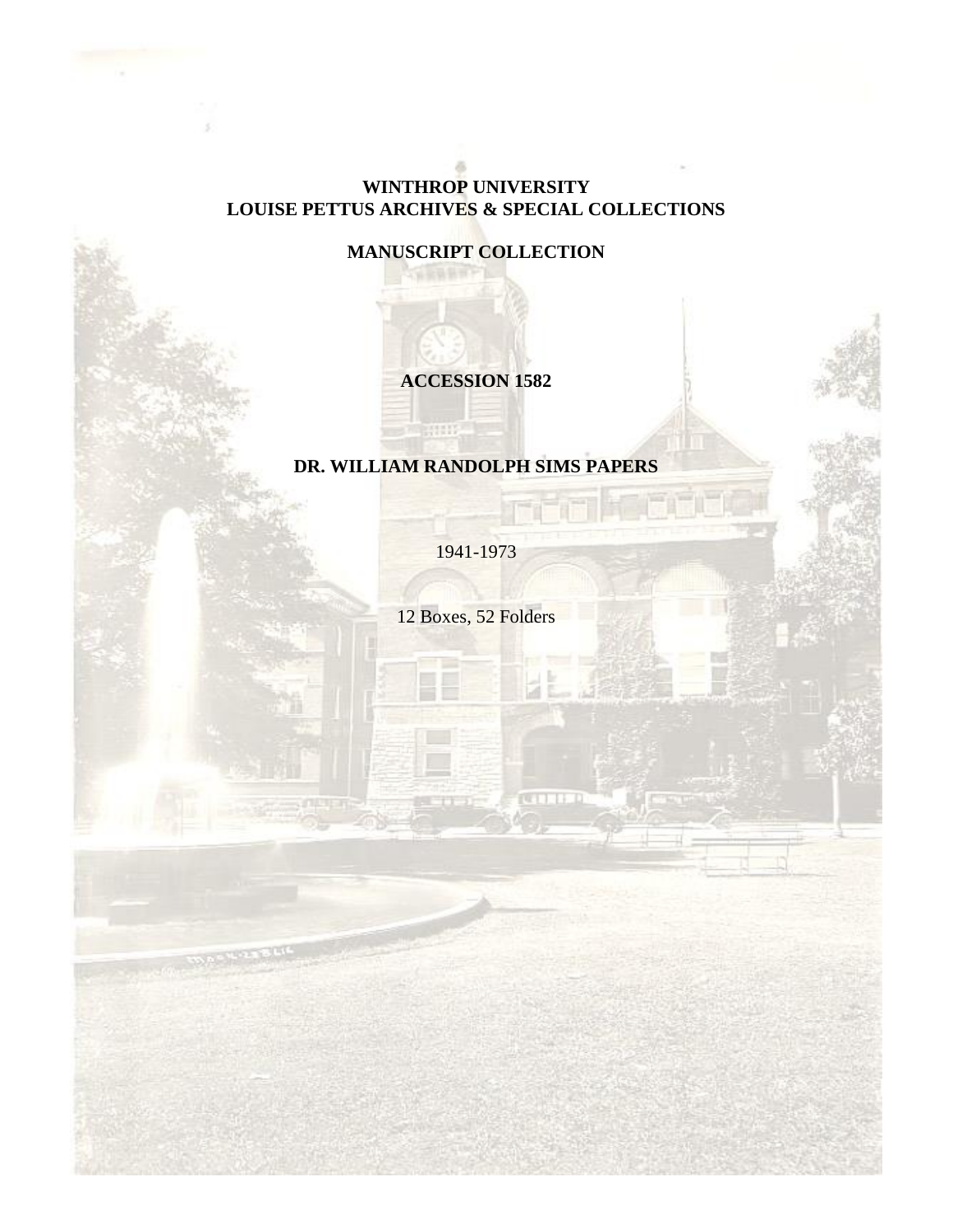**WINTHROP UNIVERSITY**
**LOUISE PETTUS ARCHIVES & SPECIAL COLLECTIONS**

**MANUSCRIPT COLLECTION**

**ACCESSION 1582**

**DR. WILLIAM RANDOLPH SIMS PAPERS**

1941-1973

12 Boxes, 52 Folders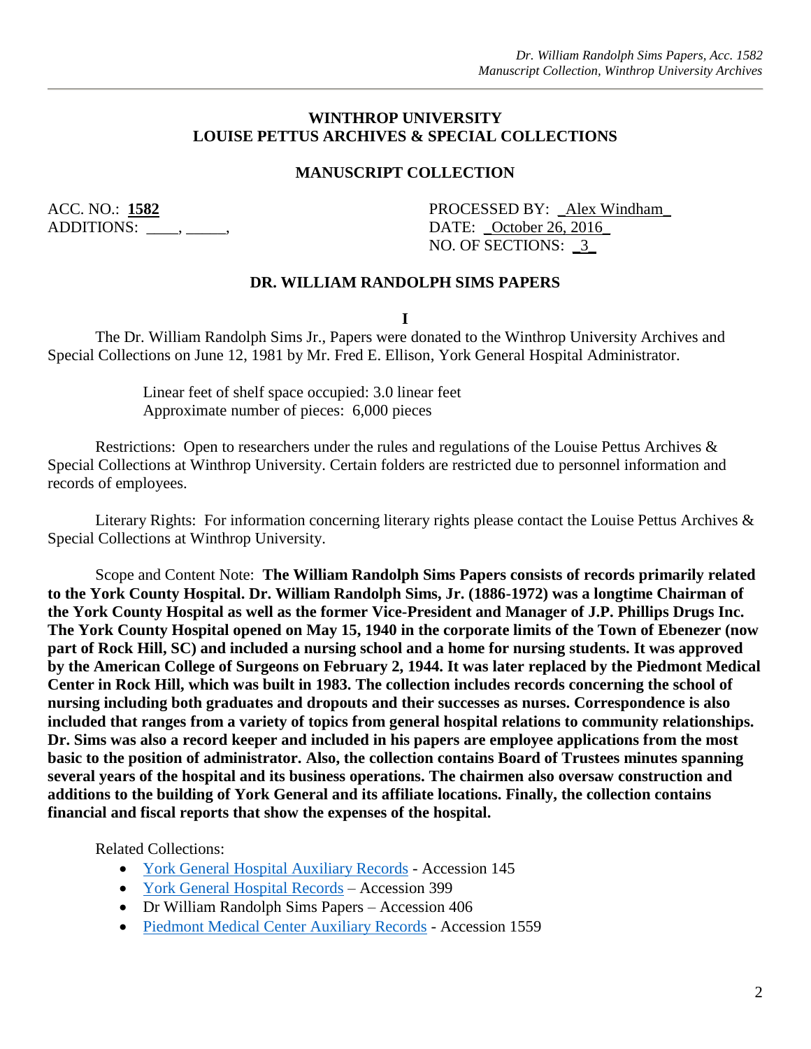## WINTHROP UNIVERSITY
## LOUISE PETTUS ARCHIVES & SPECIAL COLLECTIONS

### MANUSCRIPT COLLECTION

ACC. NO.: **1582**
ADDITIONS: ____, _____,

PROCESSED BY: _Alex Windham_
DATE: _October 26, 2016_
NO. OF SECTIONS: _3_

### DR. WILLIAM RANDOLPH SIMS PAPERS

**I**

The Dr. William Randolph Sims Jr., Papers were donated to the Winthrop University Archives and Special Collections on June 12, 1981 by Mr. Fred E. Ellison, York General Hospital Administrator.

Linear feet of shelf space occupied: 3.0 linear feet
Approximate number of pieces: 6,000 pieces

Restrictions: Open to researchers under the rules and regulations of the Louise Pettus Archives & Special Collections at Winthrop University. Certain folders are restricted due to personnel information and records of employees.

Literary Rights: For information concerning literary rights please contact the Louise Pettus Archives & Special Collections at Winthrop University.

Scope and Content Note: **The William Randolph Sims Papers consists of records primarily related to the York County Hospital. Dr. William Randolph Sims, Jr. (1886-1972) was a longtime Chairman of the York County Hospital as well as the former Vice-President and Manager of J.P. Phillips Drugs Inc. The York County Hospital opened on May 15, 1940 in the corporate limits of the Town of Ebenezer (now part of Rock Hill, SC) and included a nursing school and a home for nursing students. It was approved by the American College of Surgeons on February 2, 1944. It was later replaced by the Piedmont Medical Center in Rock Hill, which was built in 1983. The collection includes records concerning the school of nursing including both graduates and dropouts and their successes as nurses. Correspondence is also included that ranges from a variety of topics from general hospital relations to community relationships. Dr. Sims was also a record keeper and included in his papers are employee applications from the most basic to the position of administrator. Also, the collection contains Board of Trustees minutes spanning several years of the hospital and its business operations. The chairmen also oversaw construction and additions to the building of York General and its affiliate locations. Finally, the collection contains financial and fiscal reports that show the expenses of the hospital.**

Related Collections:

- York General Hospital Auxiliary Records - Accession 145
- York General Hospital Records – Accession 399
- Dr William Randolph Sims Papers – Accession 406
- Piedmont Medical Center Auxiliary Records - Accession 1559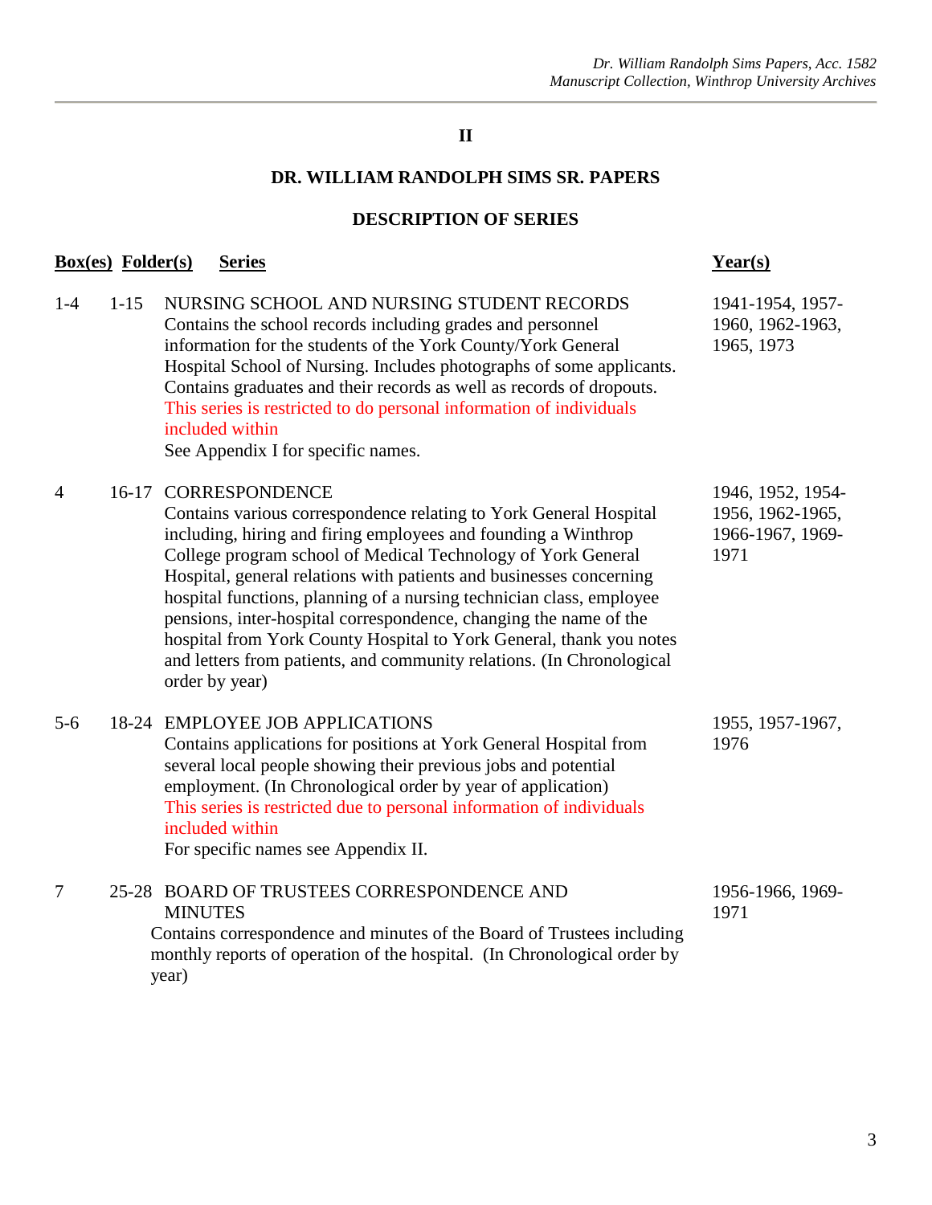## II

## DR. WILLIAM RANDOLPH SIMS SR. PAPERS

### DESCRIPTION OF SERIES

| Box(es) | Folder(s) | Series | Year(s) |
|---|---|---|---|
| 1-4 | 1-15 | NURSING SCHOOL AND NURSING STUDENT RECORDS<br>Contains the school records including grades and personnel information for the students of the York County/York General Hospital School of Nursing. Includes photographs of some applicants. Contains graduates and their records as well as records of dropouts.<br>This series is restricted to do personal information of individuals included within<br>See Appendix I for specific names. | 1941-1954, 1957-1960, 1962-1963, 1965, 1973 |
| 4 | 16-17 | CORRESPONDENCE<br>Contains various correspondence relating to York General Hospital including, hiring and firing employees and founding a Winthrop College program school of Medical Technology of York General Hospital, general relations with patients and businesses concerning hospital functions, planning of a nursing technician class, employee pensions, inter-hospital correspondence, changing the name of the hospital from York County Hospital to York General, thank you notes and letters from patients, and community relations. (In Chronological order by year) | 1946, 1952, 1954-1956, 1962-1965, 1966-1967, 1969-1971 |
| 5-6 | 18-24 | EMPLOYEE JOB APPLICATIONS<br>Contains applications for positions at York General Hospital from several local people showing their previous jobs and potential employment. (In Chronological order by year of application)<br>This series is restricted due to personal information of individuals included within<br>For specific names see Appendix II. | 1955, 1957-1967, 1976 |
| 7 | 25-28 | BOARD OF TRUSTEES CORRESPONDENCE AND MINUTES<br>Contains correspondence and minutes of the Board of Trustees including monthly reports of operation of the hospital. (In Chronological order by year) | 1956-1966, 1969-1971 |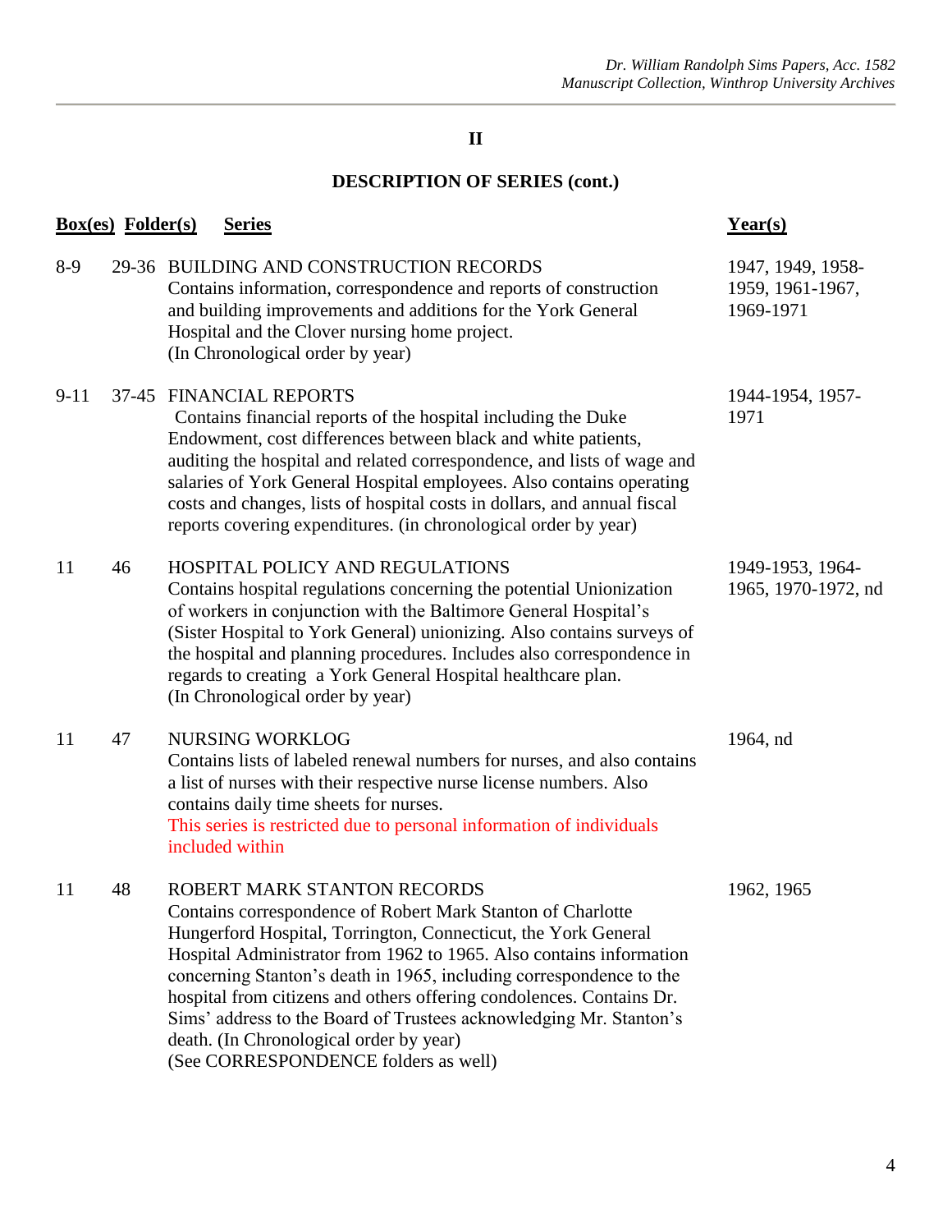## II

## DESCRIPTION OF SERIES (cont.)

| Box(es) | Folder(s) | Series | Year(s) |
|---|---|---|---|
| 8-9 | 29-36 | BUILDING AND CONSTRUCTION RECORDS<br>Contains information, correspondence and reports of construction and building improvements and additions for the York General Hospital and the Clover nursing home project.<br>(In Chronological order by year) | 1947, 1949, 1958-1959, 1961-1967, 1969-1971 |
| 9-11 | 37-45 | FINANCIAL REPORTS<br>Contains financial reports of the hospital including the Duke Endowment, cost differences between black and white patients, auditing the hospital and related correspondence, and lists of wage and salaries of York General Hospital employees. Also contains operating costs and changes, lists of hospital costs in dollars, and annual fiscal reports covering expenditures. (in chronological order by year) | 1944-1954, 1957-1971 |
| 11 | 46 | HOSPITAL POLICY AND REGULATIONS<br>Contains hospital regulations concerning the potential Unionization of workers in conjunction with the Baltimore General Hospital's (Sister Hospital to York General) unionizing. Also contains surveys of the hospital and planning procedures. Includes also correspondence in regards to creating a York General Hospital healthcare plan.<br>(In Chronological order by year) | 1949-1953, 1964-1965, 1970-1972, nd |
| 11 | 47 | NURSING WORKLOG<br>Contains lists of labeled renewal numbers for nurses, and also contains a list of nurses with their respective nurse license numbers. Also contains daily time sheets for nurses.<br>This series is restricted due to personal information of individuals included within | 1964, nd |
| 11 | 48 | ROBERT MARK STANTON RECORDS<br>Contains correspondence of Robert Mark Stanton of Charlotte Hungerford Hospital, Torrington, Connecticut, the York General Hospital Administrator from 1962 to 1965. Also contains information concerning Stanton's death in 1965, including correspondence to the hospital from citizens and others offering condolences. Contains Dr. Sims' address to the Board of Trustees acknowledging Mr. Stanton's death. (In Chronological order by year)<br>(See CORRESPONDENCE folders as well) | 1962, 1965 |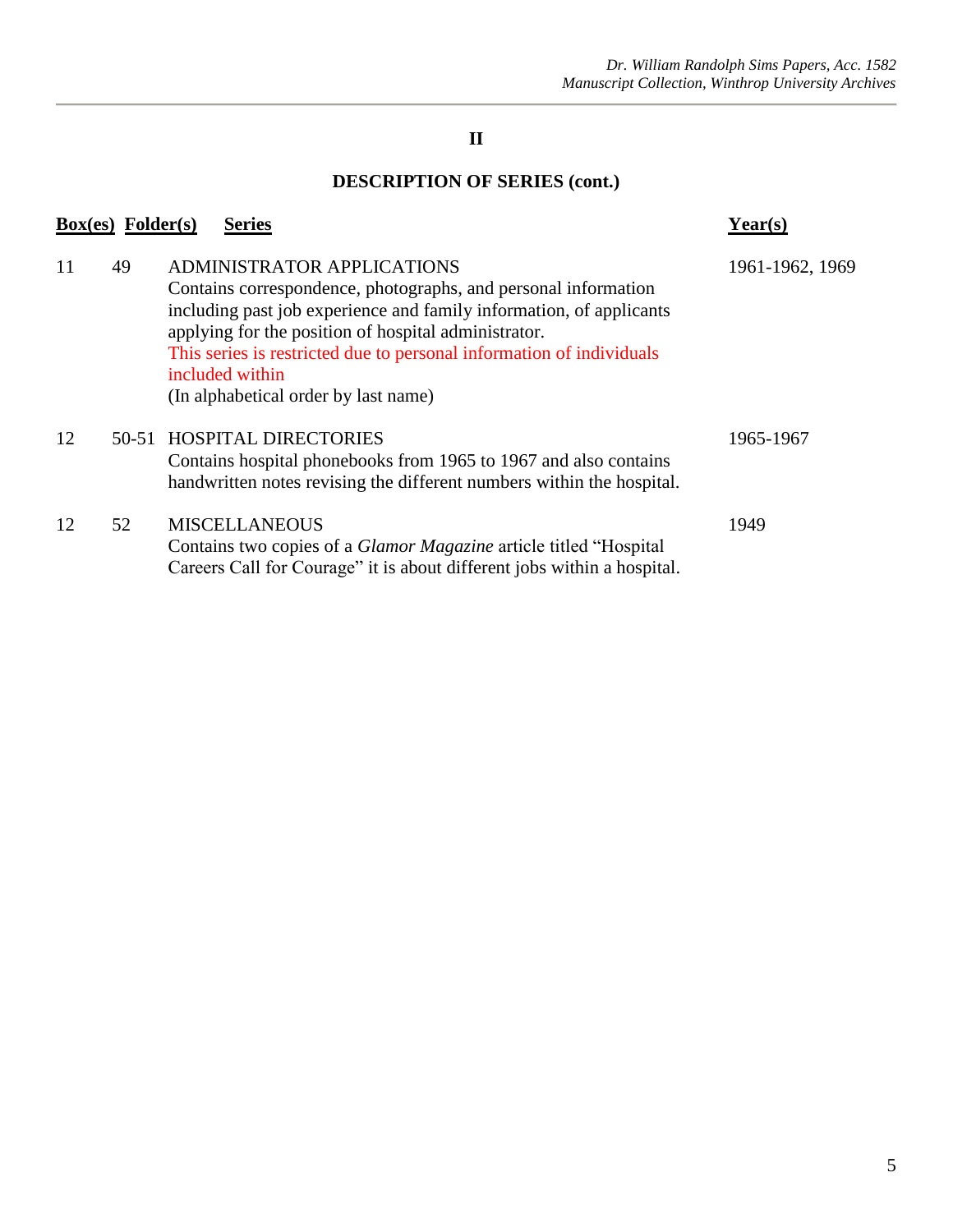## II

## DESCRIPTION OF SERIES (cont.)

| Box(es) | Folder(s) | Series | Year(s) |
|---|---|---|---|
| 11 | 49 | ADMINISTRATOR APPLICATIONS<br>Contains correspondence, photographs, and personal information including past job experience and family information, of applicants applying for the position of hospital administrator.<br>This series is restricted due to personal information of individuals included within<br>(In alphabetical order by last name) | 1961-1962, 1969 |
| 12 | 50-51 | HOSPITAL DIRECTORIES<br>Contains hospital phonebooks from 1965 to 1967 and also contains handwritten notes revising the different numbers within the hospital. | 1965-1967 |
| 12 | 52 | MISCELLANEOUS<br>Contains two copies of a *Glamor Magazine* article titled "Hospital Careers Call for Courage" it is about different jobs within a hospital. | 1949 |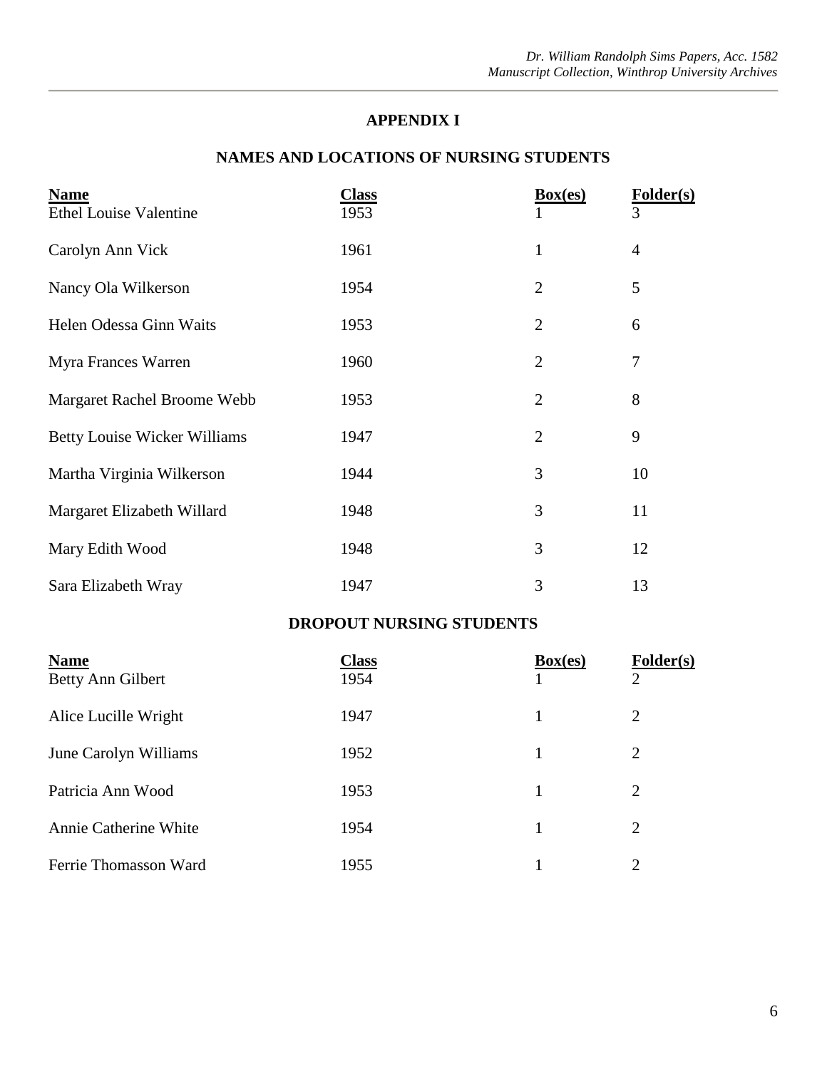## APPENDIX I

## NAMES AND LOCATIONS OF NURSING STUDENTS

| Name | Class | Box(es) | Folder(s) |
|---|---|---|---|
| Ethel Louise Valentine | 1953 | 1 | 3 |
| Carolyn Ann Vick | 1961 | 1 | 4 |
| Nancy Ola Wilkerson | 1954 | 2 | 5 |
| Helen Odessa Ginn Waits | 1953 | 2 | 6 |
| Myra Frances Warren | 1960 | 2 | 7 |
| Margaret Rachel Broome Webb | 1953 | 2 | 8 |
| Betty Louise Wicker Williams | 1947 | 2 | 9 |
| Martha Virginia Wilkerson | 1944 | 3 | 10 |
| Margaret Elizabeth Willard | 1948 | 3 | 11 |
| Mary Edith Wood | 1948 | 3 | 12 |
| Sara Elizabeth Wray | 1947 | 3 | 13 |

## DROPOUT NURSING STUDENTS

| Name | Class | Box(es) | Folder(s) |
|---|---|---|---|
| Betty Ann Gilbert | 1954 | 1 | 2 |
| Alice Lucille Wright | 1947 | 1 | 2 |
| June Carolyn Williams | 1952 | 1 | 2 |
| Patricia Ann Wood | 1953 | 1 | 2 |
| Annie Catherine White | 1954 | 1 | 2 |
| Ferrie Thomasson Ward | 1955 | 1 | 2 |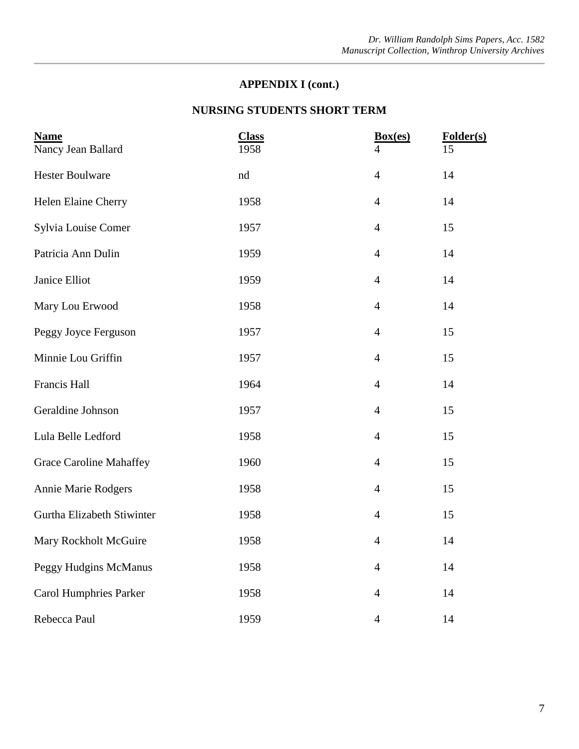## APPENDIX I (cont.)

## NURSING STUDENTS SHORT TERM

| Name | Class | Box(es) | Folder(s) |
|---|---|---|---|
| Nancy Jean Ballard | 1958 | 4 | 15 |
| Hester Boulware | nd | 4 | 14 |
| Helen Elaine Cherry | 1958 | 4 | 14 |
| Sylvia Louise Comer | 1957 | 4 | 15 |
| Patricia Ann Dulin | 1959 | 4 | 14 |
| Janice Elliot | 1959 | 4 | 14 |
| Mary Lou Erwood | 1958 | 4 | 14 |
| Peggy Joyce Ferguson | 1957 | 4 | 15 |
| Minnie Lou Griffin | 1957 | 4 | 15 |
| Francis Hall | 1964 | 4 | 14 |
| Geraldine Johnson | 1957 | 4 | 15 |
| Lula Belle Ledford | 1958 | 4 | 15 |
| Grace Caroline Mahaffey | 1960 | 4 | 15 |
| Annie Marie Rodgers | 1958 | 4 | 15 |
| Gurtha Elizabeth Stiwinter | 1958 | 4 | 15 |
| Mary Rockholt McGuire | 1958 | 4 | 14 |
| Peggy Hudgins McManus | 1958 | 4 | 14 |
| Carol Humphries Parker | 1958 | 4 | 14 |
| Rebecca Paul | 1959 | 4 | 14 |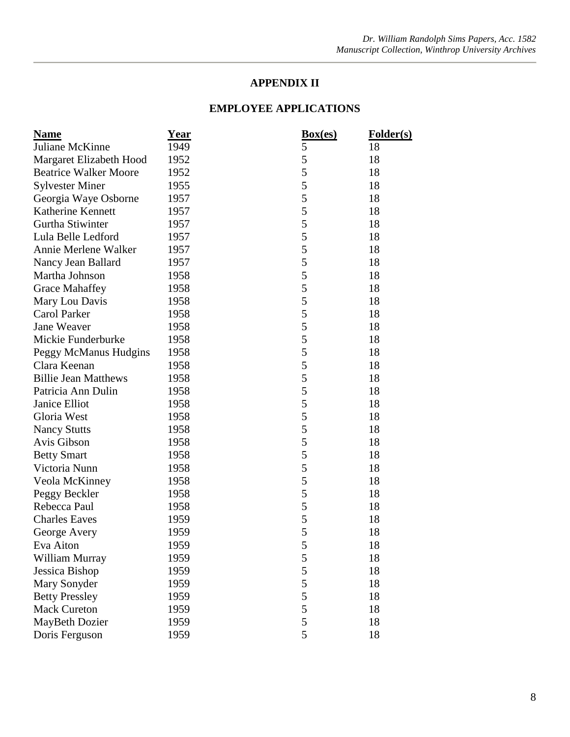## APPENDIX II

## EMPLOYEE APPLICATIONS

| Name | Year | Box(es) | Folder(s) |
|---|---|---|---|
| Juliane McKinne | 1949 | 5 | 18 |
| Margaret Elizabeth Hood | 1952 | 5 | 18 |
| Beatrice Walker Moore | 1952 | 5 | 18 |
| Sylvester Miner | 1955 | 5 | 18 |
| Georgia Waye Osborne | 1957 | 5 | 18 |
| Katherine Kennett | 1957 | 5 | 18 |
| Gurtha Stiwinter | 1957 | 5 | 18 |
| Lula Belle Ledford | 1957 | 5 | 18 |
| Annie Merlene Walker | 1957 | 5 | 18 |
| Nancy Jean Ballard | 1957 | 5 | 18 |
| Martha Johnson | 1958 | 5 | 18 |
| Grace Mahaffey | 1958 | 5 | 18 |
| Mary Lou Davis | 1958 | 5 | 18 |
| Carol Parker | 1958 | 5 | 18 |
| Jane Weaver | 1958 | 5 | 18 |
| Mickie Funderburke | 1958 | 5 | 18 |
| Peggy McManus Hudgins | 1958 | 5 | 18 |
| Clara Keenan | 1958 | 5 | 18 |
| Billie Jean Matthews | 1958 | 5 | 18 |
| Patricia Ann Dulin | 1958 | 5 | 18 |
| Janice Elliot | 1958 | 5 | 18 |
| Gloria West | 1958 | 5 | 18 |
| Nancy Stutts | 1958 | 5 | 18 |
| Avis Gibson | 1958 | 5 | 18 |
| Betty Smart | 1958 | 5 | 18 |
| Victoria Nunn | 1958 | 5 | 18 |
| Veola McKinney | 1958 | 5 | 18 |
| Peggy Beckler | 1958 | 5 | 18 |
| Rebecca Paul | 1958 | 5 | 18 |
| Charles Eaves | 1959 | 5 | 18 |
| George Avery | 1959 | 5 | 18 |
| Eva Aiton | 1959 | 5 | 18 |
| William Murray | 1959 | 5 | 18 |
| Jessica Bishop | 1959 | 5 | 18 |
| Mary Sonyder | 1959 | 5 | 18 |
| Betty Pressley | 1959 | 5 | 18 |
| Mack Cureton | 1959 | 5 | 18 |
| MayBeth Dozier | 1959 | 5 | 18 |
| Doris Ferguson | 1959 | 5 | 18 |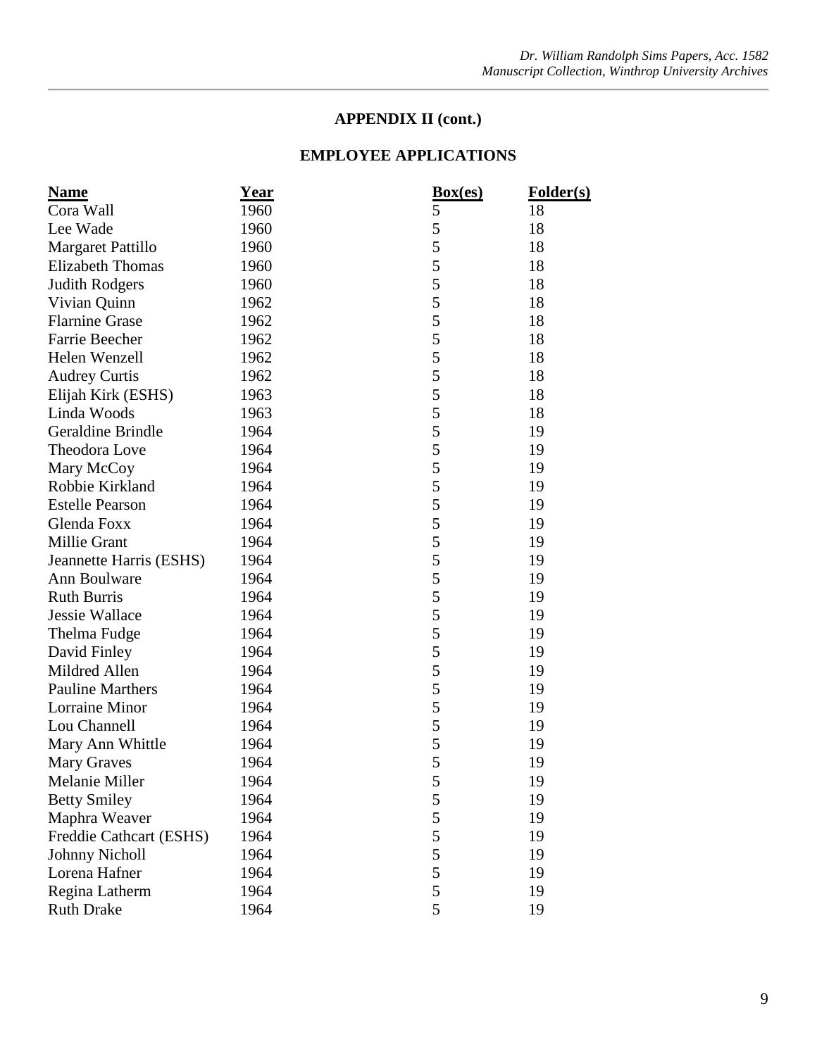**APPENDIX II (cont.)**

**EMPLOYEE APPLICATIONS**

| Name | Year | Box(es) | Folder(s) |
|---|---|---|---|
| Cora Wall | 1960 | 5 | 18 |
| Lee Wade | 1960 | 5 | 18 |
| Margaret Pattillo | 1960 | 5 | 18 |
| Elizabeth Thomas | 1960 | 5 | 18 |
| Judith Rodgers | 1960 | 5 | 18 |
| Vivian Quinn | 1962 | 5 | 18 |
| Flarnine Grase | 1962 | 5 | 18 |
| Farrie Beecher | 1962 | 5 | 18 |
| Helen Wenzell | 1962 | 5 | 18 |
| Audrey Curtis | 1962 | 5 | 18 |
| Elijah Kirk (ESHS) | 1963 | 5 | 18 |
| Linda Woods | 1963 | 5 | 18 |
| Geraldine Brindle | 1964 | 5 | 19 |
| Theodora Love | 1964 | 5 | 19 |
| Mary McCoy | 1964 | 5 | 19 |
| Robbie Kirkland | 1964 | 5 | 19 |
| Estelle Pearson | 1964 | 5 | 19 |
| Glenda Foxx | 1964 | 5 | 19 |
| Millie Grant | 1964 | 5 | 19 |
| Jeannette Harris (ESHS) | 1964 | 5 | 19 |
| Ann Boulware | 1964 | 5 | 19 |
| Ruth Burris | 1964 | 5 | 19 |
| Jessie Wallace | 1964 | 5 | 19 |
| Thelma Fudge | 1964 | 5 | 19 |
| David Finley | 1964 | 5 | 19 |
| Mildred Allen | 1964 | 5 | 19 |
| Pauline Marthers | 1964 | 5 | 19 |
| Lorraine Minor | 1964 | 5 | 19 |
| Lou Channell | 1964 | 5 | 19 |
| Mary Ann Whittle | 1964 | 5 | 19 |
| Mary Graves | 1964 | 5 | 19 |
| Melanie Miller | 1964 | 5 | 19 |
| Betty Smiley | 1964 | 5 | 19 |
| Maphra Weaver | 1964 | 5 | 19 |
| Freddie Cathcart (ESHS) | 1964 | 5 | 19 |
| Johnny Nicholl | 1964 | 5 | 19 |
| Lorena Hafner | 1964 | 5 | 19 |
| Regina Latherm | 1964 | 5 | 19 |
| Ruth Drake | 1964 | 5 | 19 |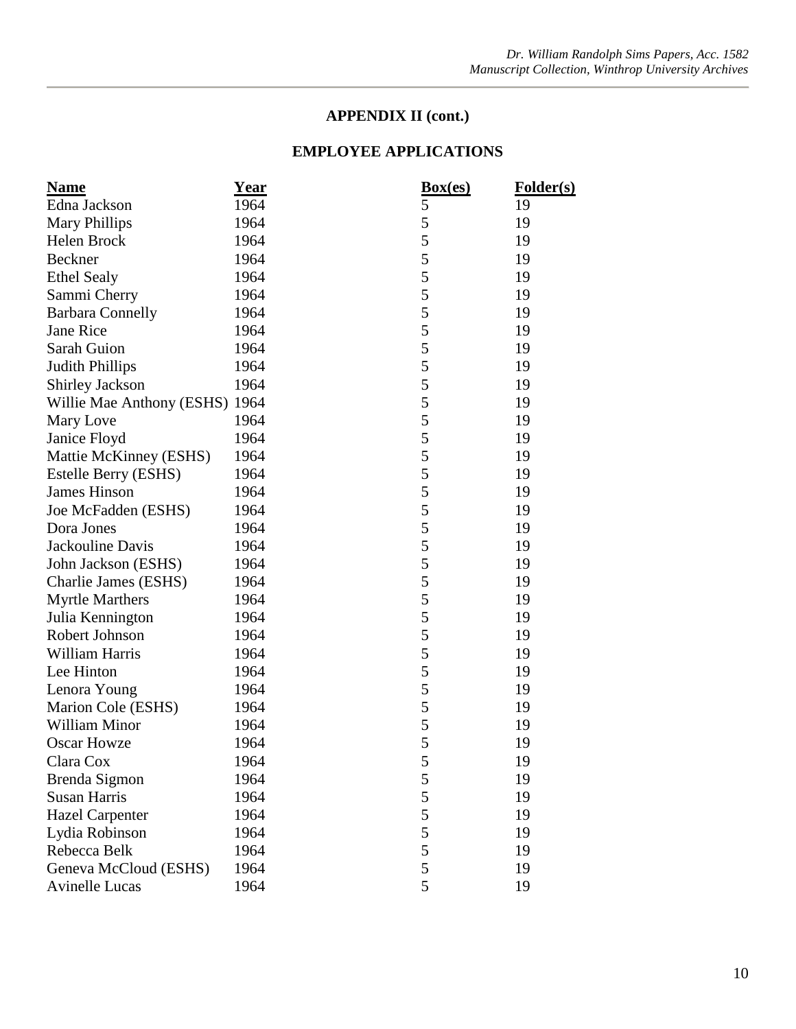## APPENDIX II (cont.)

## EMPLOYEE APPLICATIONS

| Name | Year | Box(es) | Folder(s) |
|---|---|---|---|
| Edna Jackson | 1964 | 5 | 19 |
| Mary Phillips | 1964 | 5 | 19 |
| Helen Brock | 1964 | 5 | 19 |
| Beckner | 1964 | 5 | 19 |
| Ethel Sealy | 1964 | 5 | 19 |
| Sammi Cherry | 1964 | 5 | 19 |
| Barbara Connelly | 1964 | 5 | 19 |
| Jane Rice | 1964 | 5 | 19 |
| Sarah Guion | 1964 | 5 | 19 |
| Judith Phillips | 1964 | 5 | 19 |
| Shirley Jackson | 1964 | 5 | 19 |
| Willie Mae Anthony (ESHS) | 1964 | 5 | 19 |
| Mary Love | 1964 | 5 | 19 |
| Janice Floyd | 1964 | 5 | 19 |
| Mattie McKinney (ESHS) | 1964 | 5 | 19 |
| Estelle Berry (ESHS) | 1964 | 5 | 19 |
| James Hinson | 1964 | 5 | 19 |
| Joe McFadden (ESHS) | 1964 | 5 | 19 |
| Dora Jones | 1964 | 5 | 19 |
| Jackouline Davis | 1964 | 5 | 19 |
| John Jackson (ESHS) | 1964 | 5 | 19 |
| Charlie James (ESHS) | 1964 | 5 | 19 |
| Myrtle Marthers | 1964 | 5 | 19 |
| Julia Kennington | 1964 | 5 | 19 |
| Robert Johnson | 1964 | 5 | 19 |
| William Harris | 1964 | 5 | 19 |
| Lee Hinton | 1964 | 5 | 19 |
| Lenora Young | 1964 | 5 | 19 |
| Marion Cole (ESHS) | 1964 | 5 | 19 |
| William Minor | 1964 | 5 | 19 |
| Oscar Howze | 1964 | 5 | 19 |
| Clara Cox | 1964 | 5 | 19 |
| Brenda Sigmon | 1964 | 5 | 19 |
| Susan Harris | 1964 | 5 | 19 |
| Hazel Carpenter | 1964 | 5 | 19 |
| Lydia Robinson | 1964 | 5 | 19 |
| Rebecca Belk | 1964 | 5 | 19 |
| Geneva McCloud (ESHS) | 1964 | 5 | 19 |
| Avinelle Lucas | 1964 | 5 | 19 |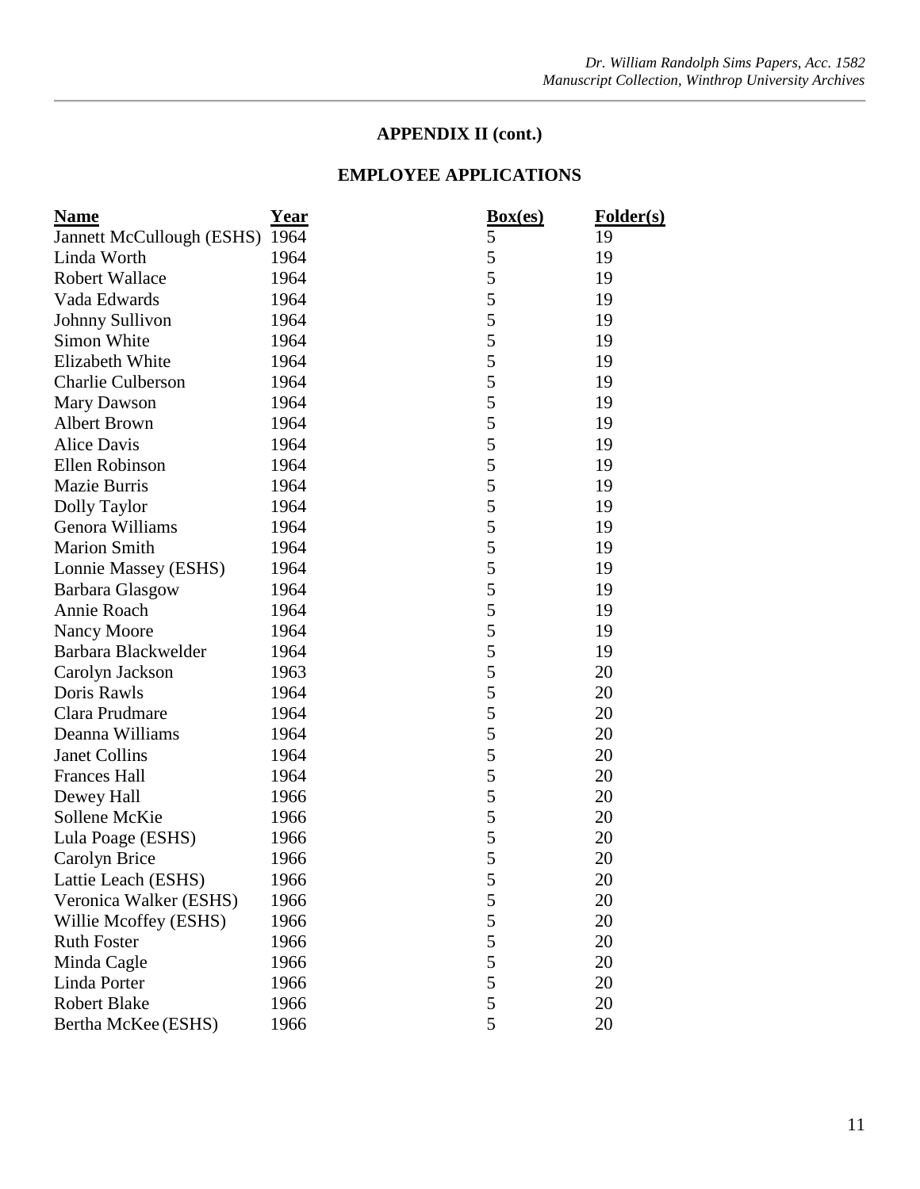## APPENDIX II (cont.)

## EMPLOYEE APPLICATIONS

| Name | Year | Box(es) | Folder(s) |
|---|---|---|---|
| Jannett McCullough (ESHS) | 1964 | 5 | 19 |
| Linda Worth | 1964 | 5 | 19 |
| Robert Wallace | 1964 | 5 | 19 |
| Vada Edwards | 1964 | 5 | 19 |
| Johnny Sullivon | 1964 | 5 | 19 |
| Simon White | 1964 | 5 | 19 |
| Elizabeth White | 1964 | 5 | 19 |
| Charlie Culberson | 1964 | 5 | 19 |
| Mary Dawson | 1964 | 5 | 19 |
| Albert Brown | 1964 | 5 | 19 |
| Alice Davis | 1964 | 5 | 19 |
| Ellen Robinson | 1964 | 5 | 19 |
| Mazie Burris | 1964 | 5 | 19 |
| Dolly Taylor | 1964 | 5 | 19 |
| Genora Williams | 1964 | 5 | 19 |
| Marion Smith | 1964 | 5 | 19 |
| Lonnie Massey (ESHS) | 1964 | 5 | 19 |
| Barbara Glasgow | 1964 | 5 | 19 |
| Annie Roach | 1964 | 5 | 19 |
| Nancy Moore | 1964 | 5 | 19 |
| Barbara Blackwelder | 1964 | 5 | 19 |
| Carolyn Jackson | 1963 | 5 | 20 |
| Doris Rawls | 1964 | 5 | 20 |
| Clara Prudmare | 1964 | 5 | 20 |
| Deanna Williams | 1964 | 5 | 20 |
| Janet Collins | 1964 | 5 | 20 |
| Frances Hall | 1964 | 5 | 20 |
| Dewey Hall | 1966 | 5 | 20 |
| Sollene McKie | 1966 | 5 | 20 |
| Lula Poage (ESHS) | 1966 | 5 | 20 |
| Carolyn Brice | 1966 | 5 | 20 |
| Lattie Leach (ESHS) | 1966 | 5 | 20 |
| Veronica Walker (ESHS) | 1966 | 5 | 20 |
| Willie Mcoffey (ESHS) | 1966 | 5 | 20 |
| Ruth Foster | 1966 | 5 | 20 |
| Minda Cagle | 1966 | 5 | 20 |
| Linda Porter | 1966 | 5 | 20 |
| Robert Blake | 1966 | 5 | 20 |
| Bertha McKee (ESHS) | 1966 | 5 | 20 |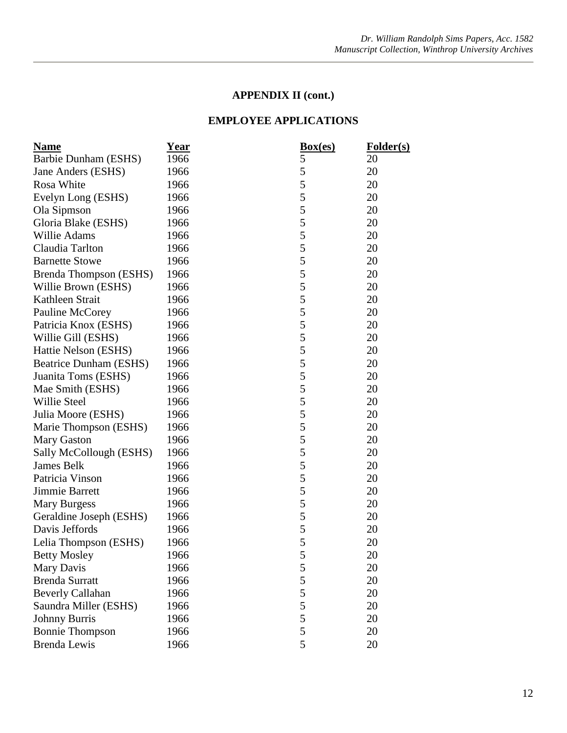**APPENDIX II (cont.)**

**EMPLOYEE APPLICATIONS**

| Name | Year | Box(es) | Folder(s) |
|---|---|---|---|
| Barbie Dunham (ESHS) | 1966 | 5 | 20 |
| Jane Anders (ESHS) | 1966 | 5 | 20 |
| Rosa White | 1966 | 5 | 20 |
| Evelyn Long (ESHS) | 1966 | 5 | 20 |
| Ola Sipmson | 1966 | 5 | 20 |
| Gloria Blake (ESHS) | 1966 | 5 | 20 |
| Willie Adams | 1966 | 5 | 20 |
| Claudia Tarlton | 1966 | 5 | 20 |
| Barnette Stowe | 1966 | 5 | 20 |
| Brenda Thompson (ESHS) | 1966 | 5 | 20 |
| Willie Brown (ESHS) | 1966 | 5 | 20 |
| Kathleen Strait | 1966 | 5 | 20 |
| Pauline McCorey | 1966 | 5 | 20 |
| Patricia Knox (ESHS) | 1966 | 5 | 20 |
| Willie Gill (ESHS) | 1966 | 5 | 20 |
| Hattie Nelson (ESHS) | 1966 | 5 | 20 |
| Beatrice Dunham (ESHS) | 1966 | 5 | 20 |
| Juanita Toms (ESHS) | 1966 | 5 | 20 |
| Mae Smith (ESHS) | 1966 | 5 | 20 |
| Willie Steel | 1966 | 5 | 20 |
| Julia Moore (ESHS) | 1966 | 5 | 20 |
| Marie Thompson (ESHS) | 1966 | 5 | 20 |
| Mary Gaston | 1966 | 5 | 20 |
| Sally McCollough (ESHS) | 1966 | 5 | 20 |
| James Belk | 1966 | 5 | 20 |
| Patricia Vinson | 1966 | 5 | 20 |
| Jimmie Barrett | 1966 | 5 | 20 |
| Mary Burgess | 1966 | 5 | 20 |
| Geraldine Joseph (ESHS) | 1966 | 5 | 20 |
| Davis Jeffords | 1966 | 5 | 20 |
| Lelia Thompson (ESHS) | 1966 | 5 | 20 |
| Betty Mosley | 1966 | 5 | 20 |
| Mary Davis | 1966 | 5 | 20 |
| Brenda Surratt | 1966 | 5 | 20 |
| Beverly Callahan | 1966 | 5 | 20 |
| Saundra Miller (ESHS) | 1966 | 5 | 20 |
| Johnny Burris | 1966 | 5 | 20 |
| Bonnie Thompson | 1966 | 5 | 20 |
| Brenda Lewis | 1966 | 5 | 20 |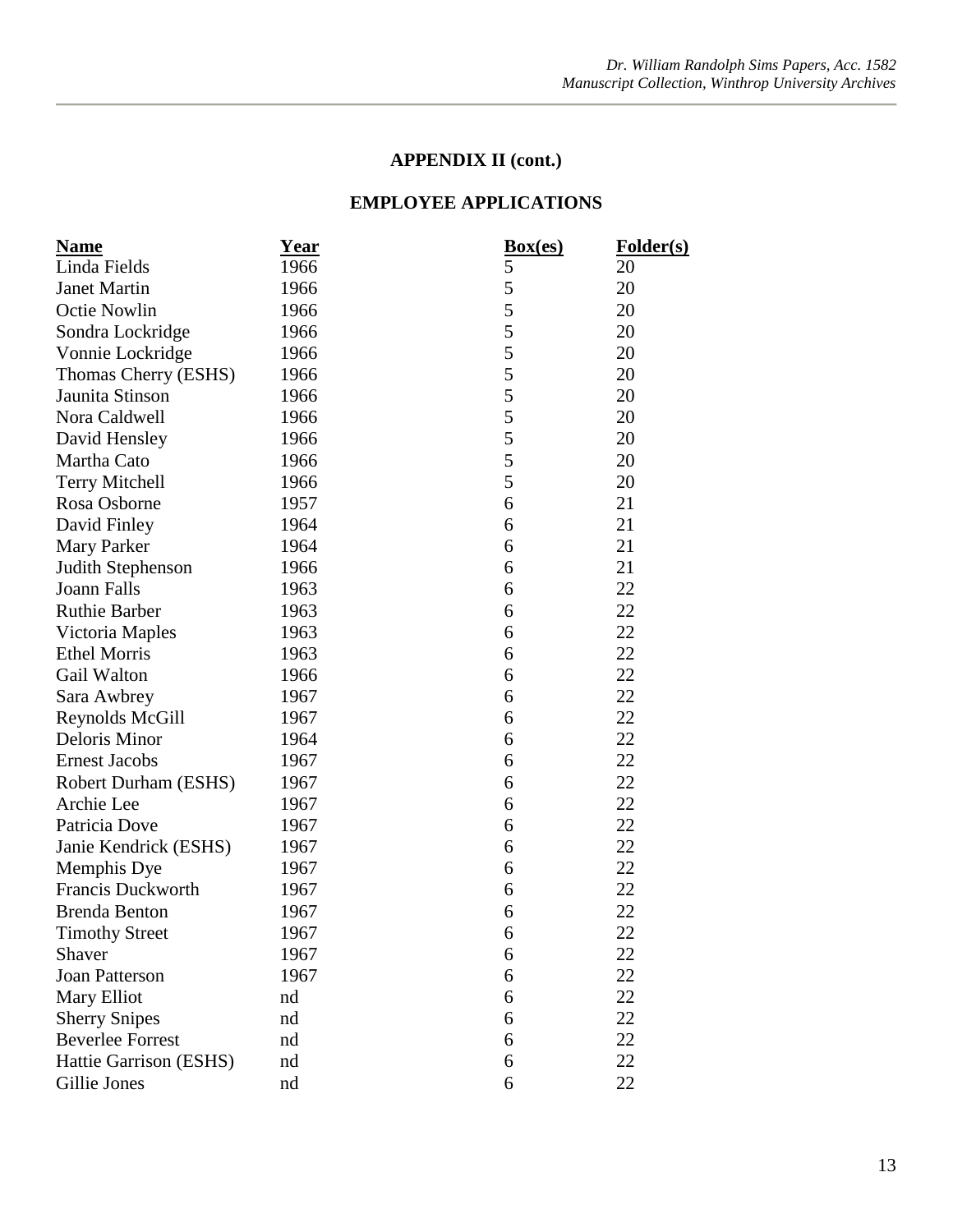## APPENDIX II (cont.)

## EMPLOYEE APPLICATIONS

| Name | Year | Box(es) | Folder(s) |
|---|---|---|---|
| Linda Fields | 1966 | 5 | 20 |
| Janet Martin | 1966 | 5 | 20 |
| Octie Nowlin | 1966 | 5 | 20 |
| Sondra Lockridge | 1966 | 5 | 20 |
| Vonnie Lockridge | 1966 | 5 | 20 |
| Thomas Cherry (ESHS) | 1966 | 5 | 20 |
| Jaunita Stinson | 1966 | 5 | 20 |
| Nora Caldwell | 1966 | 5 | 20 |
| David Hensley | 1966 | 5 | 20 |
| Martha Cato | 1966 | 5 | 20 |
| Terry Mitchell | 1966 | 5 | 20 |
| Rosa Osborne | 1957 | 6 | 21 |
| David Finley | 1964 | 6 | 21 |
| Mary Parker | 1964 | 6 | 21 |
| Judith Stephenson | 1966 | 6 | 21 |
| Joann Falls | 1963 | 6 | 22 |
| Ruthie Barber | 1963 | 6 | 22 |
| Victoria Maples | 1963 | 6 | 22 |
| Ethel Morris | 1963 | 6 | 22 |
| Gail Walton | 1966 | 6 | 22 |
| Sara Awbrey | 1967 | 6 | 22 |
| Reynolds McGill | 1967 | 6 | 22 |
| Deloris Minor | 1964 | 6 | 22 |
| Ernest Jacobs | 1967 | 6 | 22 |
| Robert Durham (ESHS) | 1967 | 6 | 22 |
| Archie Lee | 1967 | 6 | 22 |
| Patricia Dove | 1967 | 6 | 22 |
| Janie Kendrick (ESHS) | 1967 | 6 | 22 |
| Memphis Dye | 1967 | 6 | 22 |
| Francis Duckworth | 1967 | 6 | 22 |
| Brenda Benton | 1967 | 6 | 22 |
| Timothy Street | 1967 | 6 | 22 |
| Shaver | 1967 | 6 | 22 |
| Joan Patterson | 1967 | 6 | 22 |
| Mary Elliot | nd | 6 | 22 |
| Sherry Snipes | nd | 6 | 22 |
| Beverlee Forrest | nd | 6 | 22 |
| Hattie Garrison (ESHS) | nd | 6 | 22 |
| Gillie Jones | nd | 6 | 22 |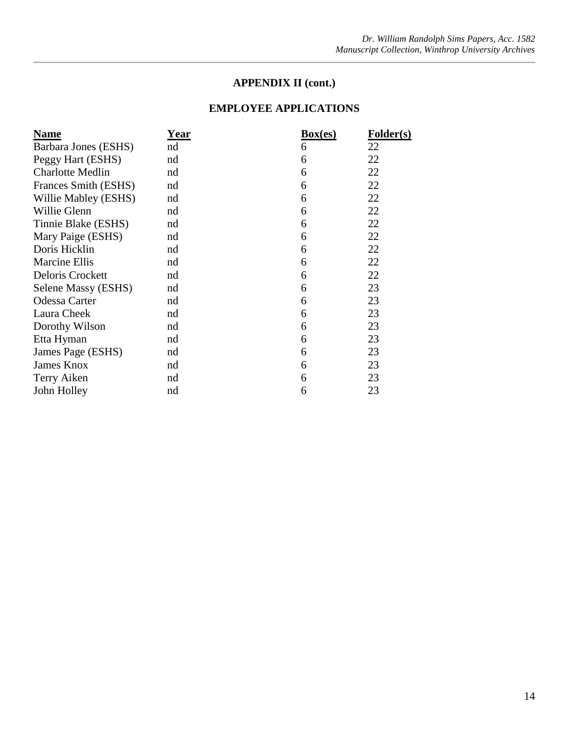## APPENDIX II (cont.)

## EMPLOYEE APPLICATIONS

| Name | Year | Box(es) | Folder(s) |
|---|---|---|---|
| Barbara Jones (ESHS) | nd | 6 | 22 |
| Peggy Hart (ESHS) | nd | 6 | 22 |
| Charlotte Medlin | nd | 6 | 22 |
| Frances Smith (ESHS) | nd | 6 | 22 |
| Willie Mabley (ESHS) | nd | 6 | 22 |
| Willie Glenn | nd | 6 | 22 |
| Tinnie Blake (ESHS) | nd | 6 | 22 |
| Mary Paige (ESHS) | nd | 6 | 22 |
| Doris Hicklin | nd | 6 | 22 |
| Marcine Ellis | nd | 6 | 22 |
| Deloris Crockett | nd | 6 | 22 |
| Selene Massy (ESHS) | nd | 6 | 23 |
| Odessa Carter | nd | 6 | 23 |
| Laura Cheek | nd | 6 | 23 |
| Dorothy Wilson | nd | 6 | 23 |
| Etta Hyman | nd | 6 | 23 |
| James Page (ESHS) | nd | 6 | 23 |
| James Knox | nd | 6 | 23 |
| Terry Aiken | nd | 6 | 23 |
| John Holley | nd | 6 | 23 |